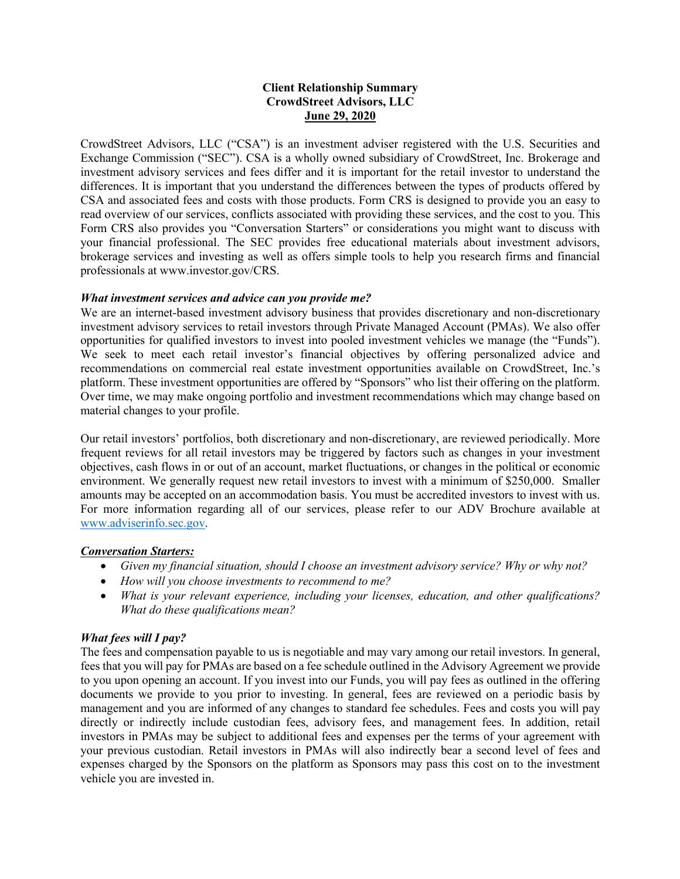**Client Relationship Summary**
**CrowdStreet Advisors, LLC**
**June 29, 2020**

CrowdStreet Advisors, LLC ("CSA") is an investment adviser registered with the U.S. Securities and Exchange Commission ("SEC"). CSA is a wholly owned subsidiary of CrowdStreet, Inc. Brokerage and investment advisory services and fees differ and it is important for the retail investor to understand the differences. It is important that you understand the differences between the types of products offered by CSA and associated fees and costs with those products. Form CRS is designed to provide you an easy to read overview of our services, conflicts associated with providing these services, and the cost to you. This Form CRS also provides you "Conversation Starters" or considerations you might want to discuss with your financial professional. The SEC provides free educational materials about investment advisors, brokerage services and investing as well as offers simple tools to help you research firms and financial professionals at www.investor.gov/CRS.

***What investment services and advice can you provide me?***

We are an internet-based investment advisory business that provides discretionary and non-discretionary investment advisory services to retail investors through Private Managed Account (PMAs). We also offer opportunities for qualified investors to invest into pooled investment vehicles we manage (the "Funds"). We seek to meet each retail investor's financial objectives by offering personalized advice and recommendations on commercial real estate investment opportunities available on CrowdStreet, Inc.'s platform. These investment opportunities are offered by "Sponsors" who list their offering on the platform. Over time, we may make ongoing portfolio and investment recommendations which may change based on material changes to your profile.

Our retail investors' portfolios, both discretionary and non-discretionary, are reviewed periodically. More frequent reviews for all retail investors may be triggered by factors such as changes in your investment objectives, cash flows in or out of an account, market fluctuations, or changes in the political or economic environment. We generally request new retail investors to invest with a minimum of $250,000. Smaller amounts may be accepted on an accommodation basis. You must be accredited investors to invest with us. For more information regarding all of our services, please refer to our ADV Brochure available at www.adviserinfo.sec.gov.

***Conversation Starters:***

- *Given my financial situation, should I choose an investment advisory service? Why or why not?*
- *How will you choose investments to recommend to me?*
- *What is your relevant experience, including your licenses, education, and other qualifications? What do these qualifications mean?*

***What fees will I pay?***

The fees and compensation payable to us is negotiable and may vary among our retail investors. In general, fees that you will pay for PMAs are based on a fee schedule outlined in the Advisory Agreement we provide to you upon opening an account. If you invest into our Funds, you will pay fees as outlined in the offering documents we provide to you prior to investing. In general, fees are reviewed on a periodic basis by management and you are informed of any changes to standard fee schedules. Fees and costs you will pay directly or indirectly include custodian fees, advisory fees, and management fees. In addition, retail investors in PMAs may be subject to additional fees and expenses per the terms of your agreement with your previous custodian. Retail investors in PMAs will also indirectly bear a second level of fees and expenses charged by the Sponsors on the platform as Sponsors may pass this cost on to the investment vehicle you are invested in.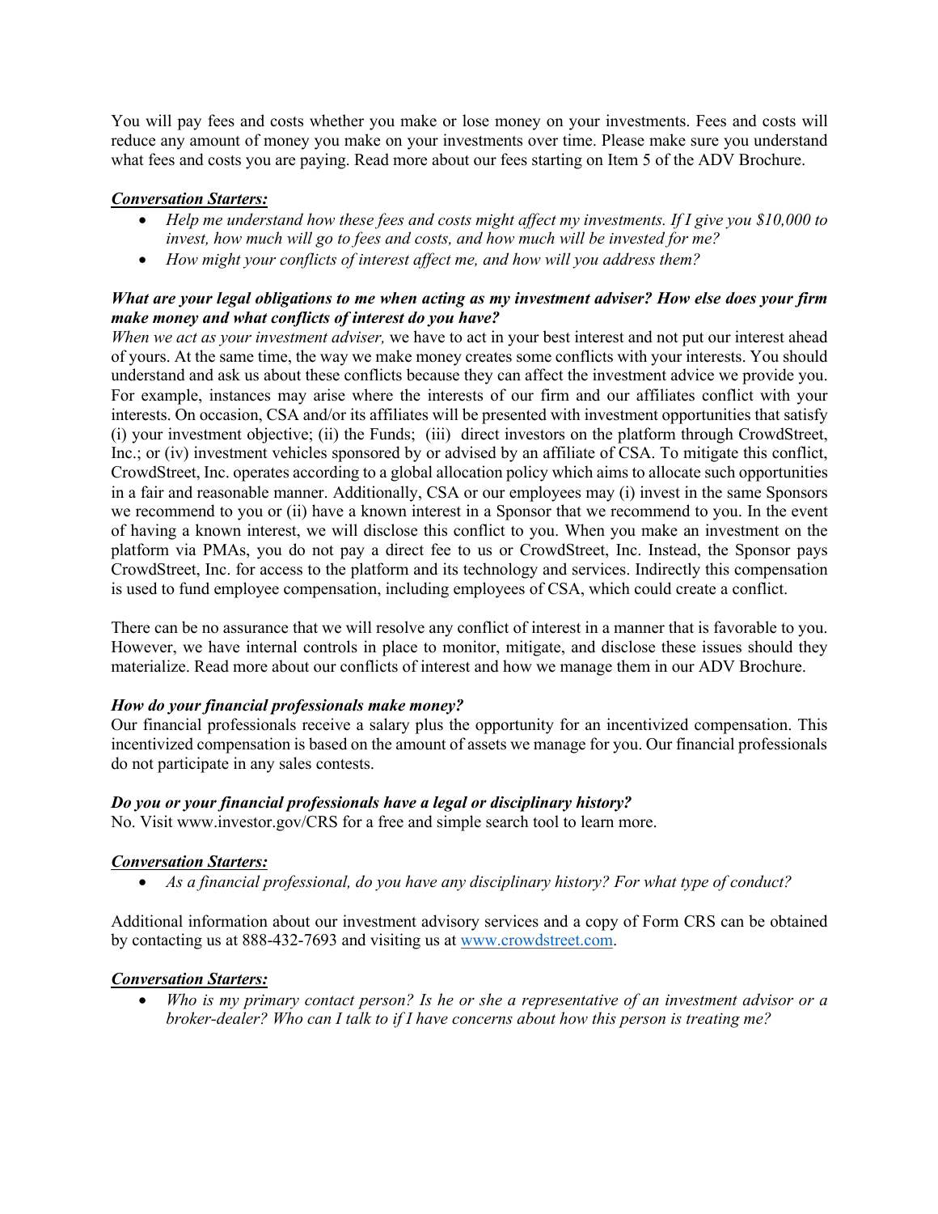You will pay fees and costs whether you make or lose money on your investments. Fees and costs will reduce any amount of money you make on your investments over time. Please make sure you understand what fees and costs you are paying. Read more about our fees starting on Item 5 of the ADV Brochure.

***Conversation Starters:***

- *Help me understand how these fees and costs might affect my investments. If I give you $10,000 to invest, how much will go to fees and costs, and how much will be invested for me?*
- *How might your conflicts of interest affect me, and how will you address them?*

***What are your legal obligations to me when acting as my investment adviser? How else does your firm make money and what conflicts of interest do you have?***

*When we act as your investment adviser,* we have to act in your best interest and not put our interest ahead of yours. At the same time, the way we make money creates some conflicts with your interests. You should understand and ask us about these conflicts because they can affect the investment advice we provide you. For example, instances may arise where the interests of our firm and our affiliates conflict with your interests. On occasion, CSA and/or its affiliates will be presented with investment opportunities that satisfy (i) your investment objective; (ii) the Funds; (iii) direct investors on the platform through CrowdStreet, Inc.; or (iv) investment vehicles sponsored by or advised by an affiliate of CSA. To mitigate this conflict, CrowdStreet, Inc. operates according to a global allocation policy which aims to allocate such opportunities in a fair and reasonable manner. Additionally, CSA or our employees may (i) invest in the same Sponsors we recommend to you or (ii) have a known interest in a Sponsor that we recommend to you. In the event of having a known interest, we will disclose this conflict to you. When you make an investment on the platform via PMAs, you do not pay a direct fee to us or CrowdStreet, Inc. Instead, the Sponsor pays CrowdStreet, Inc. for access to the platform and its technology and services. Indirectly this compensation is used to fund employee compensation, including employees of CSA, which could create a conflict.

There can be no assurance that we will resolve any conflict of interest in a manner that is favorable to you. However, we have internal controls in place to monitor, mitigate, and disclose these issues should they materialize. Read more about our conflicts of interest and how we manage them in our ADV Brochure.

***How do your financial professionals make money?***

Our financial professionals receive a salary plus the opportunity for an incentivized compensation. This incentivized compensation is based on the amount of assets we manage for you. Our financial professionals do not participate in any sales contests.

***Do you or your financial professionals have a legal or disciplinary history?***

No. Visit www.investor.gov/CRS for a free and simple search tool to learn more.

***Conversation Starters:***

- *As a financial professional, do you have any disciplinary history? For what type of conduct?*

Additional information about our investment advisory services and a copy of Form CRS can be obtained by contacting us at 888-432-7693 and visiting us at [www.crowdstreet.com](www.crowdstreet.com).

***Conversation Starters:***

- *Who is my primary contact person? Is he or she a representative of an investment advisor or a broker-dealer? Who can I talk to if I have concerns about how this person is treating me?*